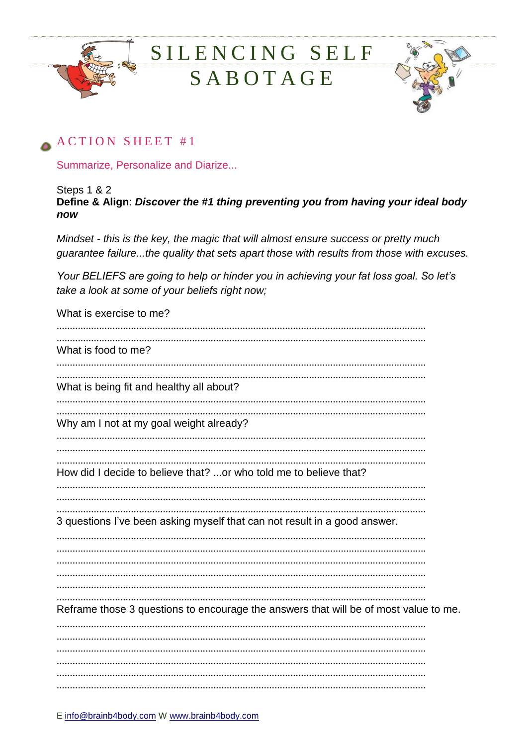# SILENCING SELF SABOTAGE

## ACTION SHEET #1

Summarize, Personalize and Diarize...

Steps 1 & 2

**Define & Align**: ***Discover the #1 thing preventing you from having your ideal body now***

*Mindset - this is the key, the magic that will almost ensure success or pretty much guarantee failure...the quality that sets apart those with results from those with excuses.*

*Your BELIEFS are going to help or hinder you in achieving your fat loss goal. So let's take a look at some of your beliefs right now;*

What is exercise to me?

..........................................................................................................................................

..........................................................................................................................................

What is food to me?

..........................................................................................................................................

..........................................................................................................................................

What is being fit and healthy all about?

..........................................................................................................................................

..........................................................................................................................................

Why am I not at my goal weight already?

..........................................................................................................................................

..........................................................................................................................................

..........................................................................................................................................

How did I decide to believe that? ...or who told me to believe that?

..........................................................................................................................................

..........................................................................................................................................

..........................................................................................................................................

3 questions I've been asking myself that can not result in a good answer.

..........................................................................................................................................

..........................................................................................................................................

..........................................................................................................................................

..........................................................................................................................................

..........................................................................................................................................

..........................................................................................................................................

Reframe those 3 questions to encourage the answers that will be of most value to me.

..........................................................................................................................................

..........................................................................................................................................

..........................................................................................................................................

..........................................................................................................................................

..........................................................................................................................................

..........................................................................................................................................

E info@brainb4body.com W www.brainb4body.com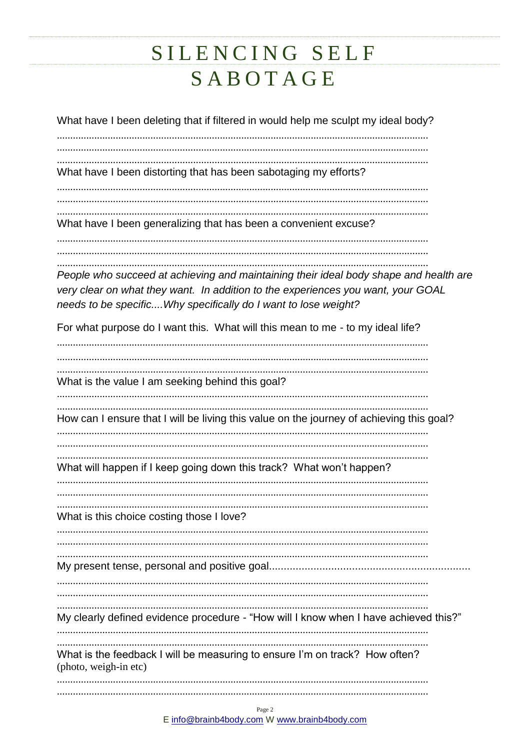# SILENCING SELF SABOTAGE

What have I been deleting that if filtered in would help me sculpt my ideal body?

..........................................................................................................................................

..........................................................................................................................................

..........................................................................................................................................

What have I been distorting that has been sabotaging my efforts?

..........................................................................................................................................

..........................................................................................................................................

..........................................................................................................................................

What have I been generalizing that has been a convenient excuse?

..........................................................................................................................................

..........................................................................................................................................

..........................................................................................................................................

*People who succeed at achieving and maintaining their ideal body shape and health are very clear on what they want. In addition to the experiences you want, your GOAL needs to be specific....Why specifically do I want to lose weight?*

For what purpose do I want this. What will this mean to me - to my ideal life?

..........................................................................................................................................

..........................................................................................................................................

..........................................................................................................................................

What is the value I am seeking behind this goal?

..........................................................................................................................................

..........................................................................................................................................

How can I ensure that I will be living this value on the journey of achieving this goal?

..........................................................................................................................................

..........................................................................................................................................

..........................................................................................................................................

What will happen if I keep going down this track? What won't happen?

..........................................................................................................................................

..........................................................................................................................................

..........................................................................................................................................

What is this choice costing those I love?

..........................................................................................................................................

..........................................................................................................................................

..........................................................................................................................................

My present tense, personal and positive goal...................................................................

..........................................................................................................................................

..........................................................................................................................................

..........................................................................................................................................

My clearly defined evidence procedure - "How will I know when I have achieved this?"

..........................................................................................................................................

..........................................................................................................................................

What is the feedback I will be measuring to ensure I'm on track? How often? (photo, weigh-in etc)

..........................................................................................................................................

..........................................................................................................................................

E info@brainb4body.com W www.brainb4body.com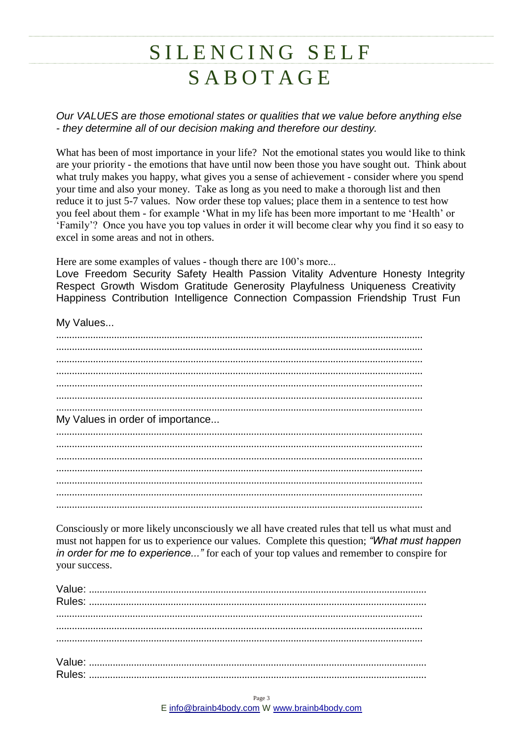# SILENCING SELF SABOTAGE

*Our VALUES are those emotional states or qualities that we value before anything else - they determine all of our decision making and therefore our destiny.*

What has been of most importance in your life? Not the emotional states you would like to think are your priority - the emotions that have until now been those you have sought out. Think about what truly makes you happy, what gives you a sense of achievement - consider where you spend your time and also your money. Take as long as you need to make a thorough list and then reduce it to just 5-7 values. Now order these top values; place them in a sentence to test how you feel about them - for example 'What in my life has been more important to me 'Health' or 'Family'? Once you have you top values in order it will become clear why you find it so easy to excel in some areas and not in others.

Here are some examples of values - though there are 100's more...
Love Freedom Security Safety Health Passion Vitality Adventure Honesty Integrity Respect Growth Wisdom Gratitude Generosity Playfulness Uniqueness Creativity Happiness Contribution Intelligence Connection Compassion Friendship Trust Fun

My Values...

..........................................................................................................................................
..........................................................................................................................................
..........................................................................................................................................
..........................................................................................................................................
..........................................................................................................................................
..........................................................................................................................................
..........................................................................................................................................

My Values in order of importance...

..........................................................................................................................................
..........................................................................................................................................
..........................................................................................................................................
..........................................................................................................................................
..........................................................................................................................................
..........................................................................................................................................
..........................................................................................................................................

Consciously or more likely unconsciously we all have created rules that tell us what must and must not happen for us to experience our values. Complete this question; *"What must happen in order for me to experience..."* for each of your top values and remember to conspire for your success.

Value: ..............................................................................................................................
Rules: ..............................................................................................................................
..........................................................................................................................................
..........................................................................................................................................
..........................................................................................................................................

Value: ..............................................................................................................................
Rules: ..............................................................................................................................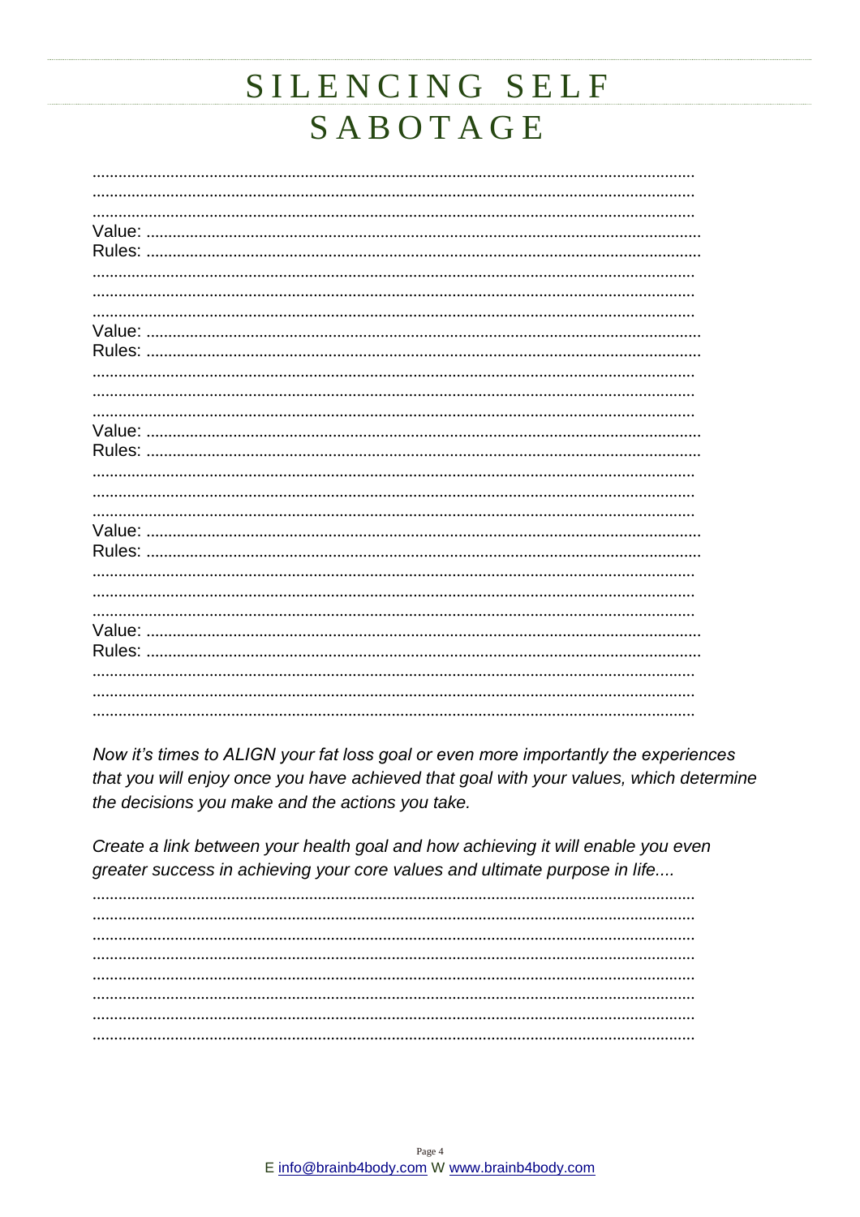# SILENCING SELF SABOTAGE

........................................................................................................................................
........................................................................................................................................
........................................................................................................................................
Value: ..............................................................................................................................
Rules: ..............................................................................................................................
........................................................................................................................................
........................................................................................................................................
........................................................................................................................................
Value: ..............................................................................................................................
Rules: ..............................................................................................................................
........................................................................................................................................
........................................................................................................................................
........................................................................................................................................
Value: ..............................................................................................................................
Rules: ..............................................................................................................................
........................................................................................................................................
........................................................................................................................................
........................................................................................................................................
Value: ..............................................................................................................................
Rules: ..............................................................................................................................
........................................................................................................................................
........................................................................................................................................
........................................................................................................................................
Value: ..............................................................................................................................
Rules: ..............................................................................................................................
........................................................................................................................................
........................................................................................................................................
........................................................................................................................................

*Now it's times to ALIGN your fat loss goal or even more importantly the experiences that you will enjoy once you have achieved that goal with your values, which determine the decisions you make and the actions you take.*

*Create a link between your health goal and how achieving it will enable you even greater success in achieving your core values and ultimate purpose in life....*

........................................................................................................................................
........................................................................................................................................
........................................................................................................................................
........................................................................................................................................
........................................................................................................................................
........................................................................................................................................
........................................................................................................................................
........................................................................................................................................

E info@brainb4body.com W www.brainb4body.com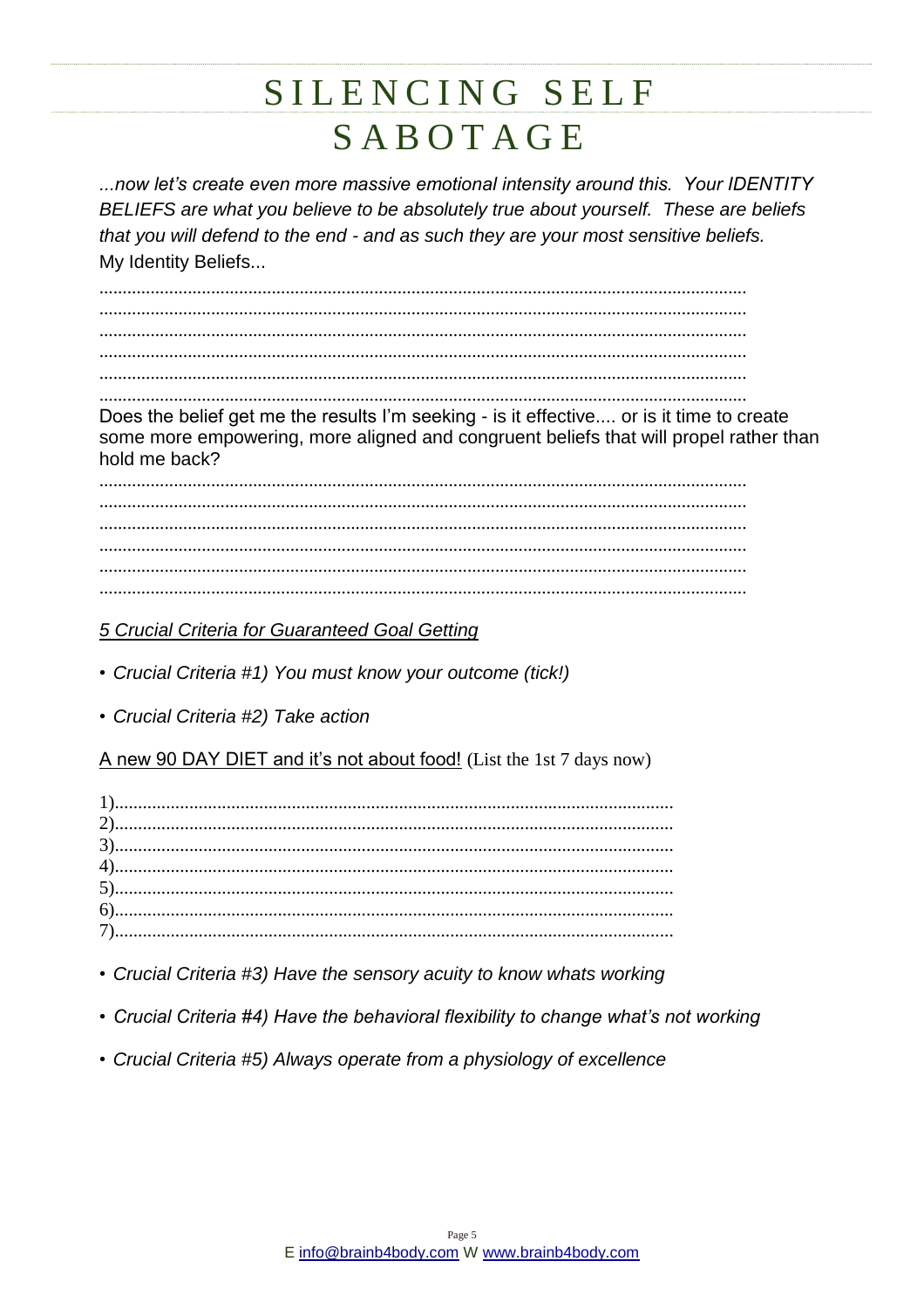# SILENCING SELF SABOTAGE

*...now let's create even more massive emotional intensity around this. Your IDENTITY BELIEFS are what you believe to be absolutely true about yourself. These are beliefs that you will defend to the end - and as such they are your most sensitive beliefs.*

My Identity Beliefs...

.........................................................................................................................................
.........................................................................................................................................
.........................................................................................................................................
.........................................................................................................................................
.........................................................................................................................................
.........................................................................................................................................

Does the belief get me the results I'm seeking - is it effective.... or is it time to create some more empowering, more aligned and congruent beliefs that will propel rather than hold me back?

.........................................................................................................................................
.........................................................................................................................................
.........................................................................................................................................
.........................................................................................................................................
.........................................................................................................................................
.........................................................................................................................................

*5 Crucial Criteria for Guaranteed Goal Getting*

- *Crucial Criteria #1) You must know your outcome (tick!)*
- *Crucial Criteria #2) Take action*

A new 90 DAY DIET and it's not about food! (List the 1st 7 days now)

1).......................................................................................................................
2).......................................................................................................................
3).......................................................................................................................
4).......................................................................................................................
5).......................................................................................................................
6).......................................................................................................................
7).......................................................................................................................

- *Crucial Criteria #3) Have the sensory acuity to know whats working*
- *Crucial Criteria #4) Have the behavioral flexibility to change what's not working*
- *Crucial Criteria #5) Always operate from a physiology of excellence*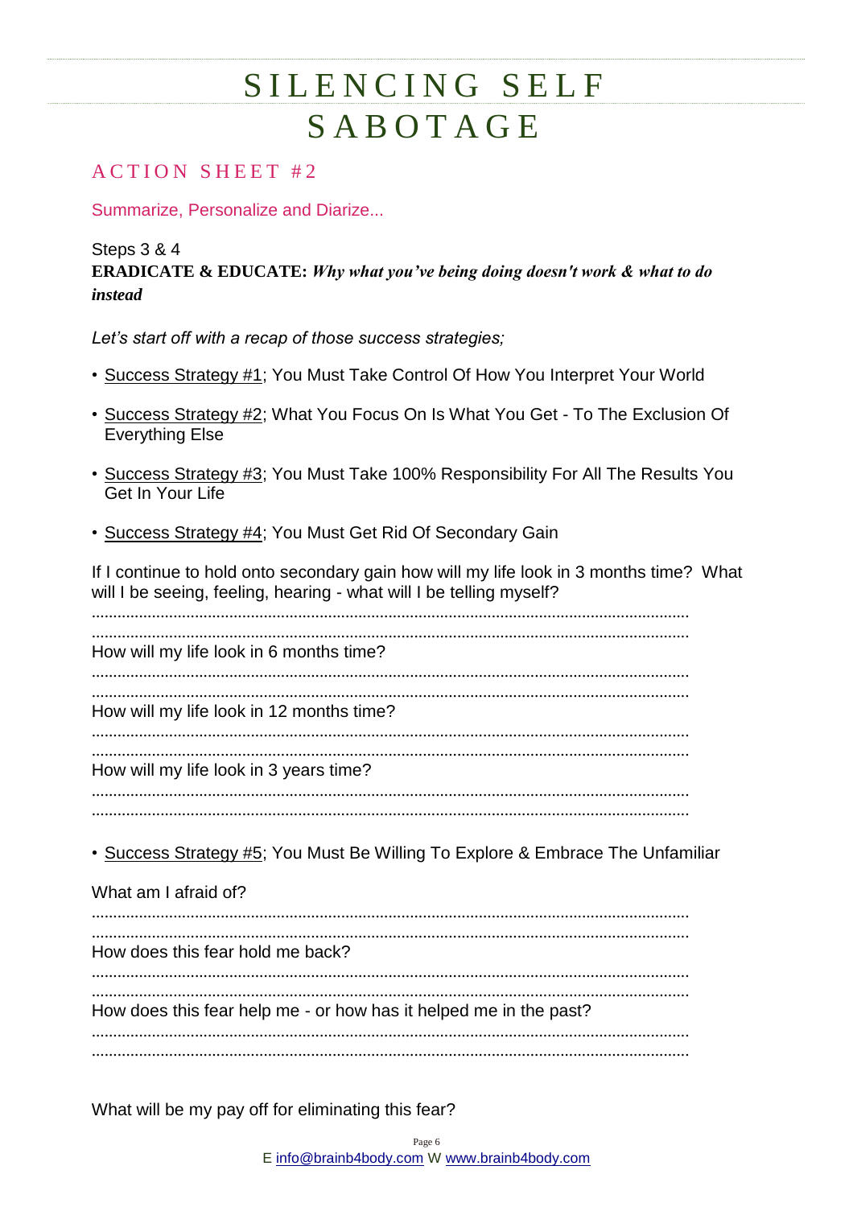# SILENCING SELF SABOTAGE

## ACTION SHEET #2

Summarize, Personalize and Diarize...

Steps 3 & 4

**ERADICATE & EDUCATE:** ***Why what you've being doing doesn't work & what to do instead***

*Let's start off with a recap of those success strategies;*

- Success Strategy #1; You Must Take Control Of How You Interpret Your World
- Success Strategy #2; What You Focus On Is What You Get - To The Exclusion Of Everything Else
- Success Strategy #3; You Must Take 100% Responsibility For All The Results You Get In Your Life
- Success Strategy #4; You Must Get Rid Of Secondary Gain

If I continue to hold onto secondary gain how will my life look in 3 months time? What will I be seeing, feeling, hearing - what will I be telling myself?

...........................................................................................................................................

...........................................................................................................................................

How will my life look in 6 months time?

...........................................................................................................................................

...........................................................................................................................................

How will my life look in 12 months time?

...........................................................................................................................................

...........................................................................................................................................

How will my life look in 3 years time?

...........................................................................................................................................

...........................................................................................................................................

- Success Strategy #5; You Must Be Willing To Explore & Embrace The Unfamiliar

What am I afraid of?

...........................................................................................................................................

...........................................................................................................................................

How does this fear hold me back?

...........................................................................................................................................

...........................................................................................................................................

How does this fear help me - or how has it helped me in the past?

...........................................................................................................................................

...........................................................................................................................................

What will be my pay off for eliminating this fear?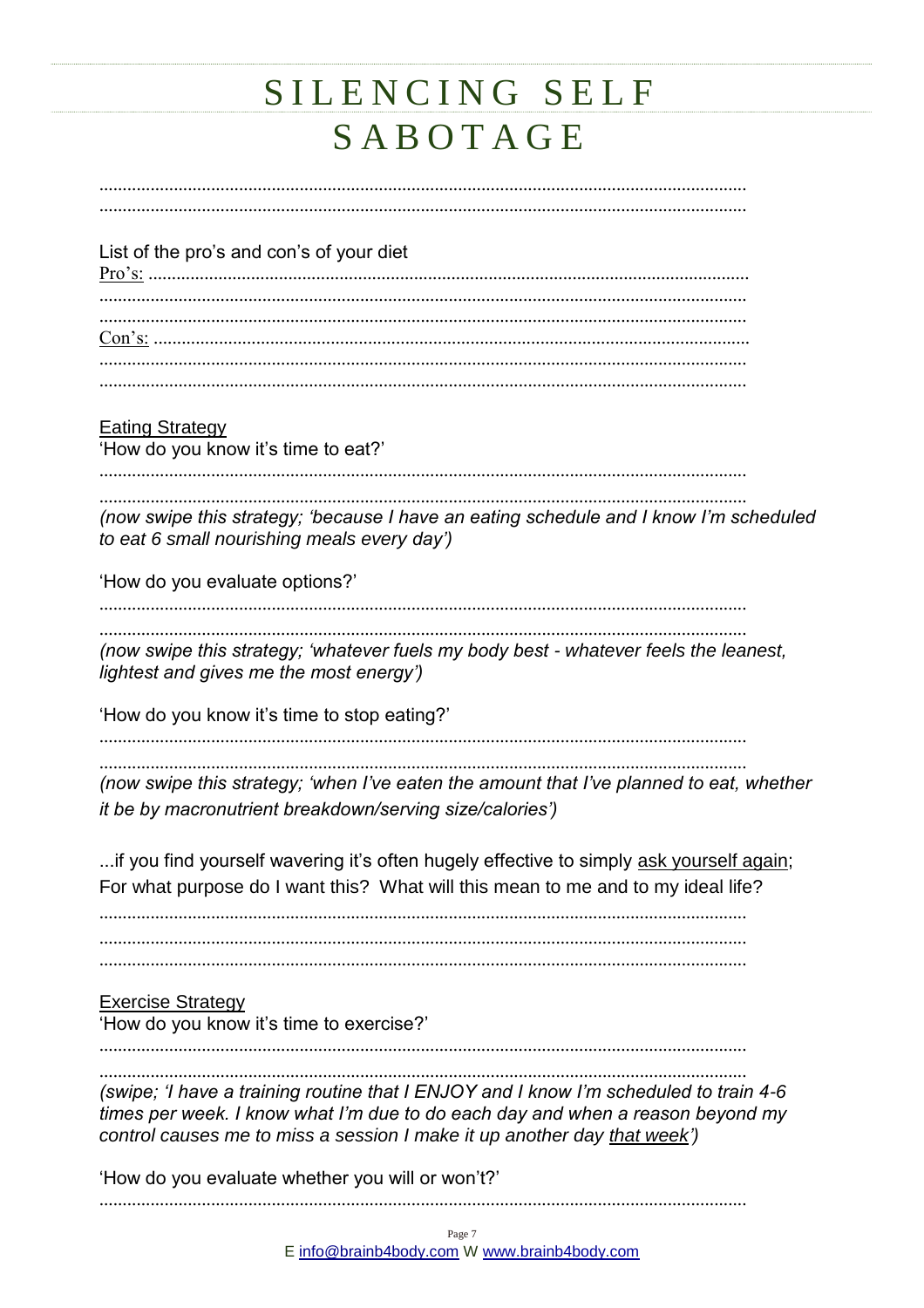# SILENCING SELF SABOTAGE

...........................................................................................................................................
...........................................................................................................................................

List of the pro's and con's of your diet

<u>Pro's:</u> ...............................................................................................................................
...........................................................................................................................................
...........................................................................................................................................

<u>Con's:</u> ..............................................................................................................................
...........................................................................................................................................
...........................................................................................................................................

<u>Eating Strategy</u>

'How do you know it's time to eat?'

...........................................................................................................................................
...........................................................................................................................................

*(now swipe this strategy; 'because I have an eating schedule and I know I'm scheduled to eat 6 small nourishing meals every day')*

'How do you evaluate options?'

...........................................................................................................................................
...........................................................................................................................................

*(now swipe this strategy; 'whatever fuels my body best - whatever feels the leanest, lightest and gives me the most energy')*

'How do you know it's time to stop eating?'

...........................................................................................................................................
...........................................................................................................................................

*(now swipe this strategy; 'when I've eaten the amount that I've planned to eat, whether it be by macronutrient breakdown/serving size/calories')*

...if you find yourself wavering it's often hugely effective to simply <u>ask yourself again</u>; For what purpose do I want this? What will this mean to me and to my ideal life?

...........................................................................................................................................
...........................................................................................................................................
...........................................................................................................................................

<u>Exercise Strategy</u>

'How do you know it's time to exercise?'

...........................................................................................................................................
...........................................................................................................................................

*(swipe; 'I have a training routine that I ENJOY and I know I'm scheduled to train 4-6 times per week. I know what I'm due to do each day and when a reason beyond my control causes me to miss a session I make it up another day <u>that week</u>')*

'How do you evaluate whether you will or won't?'

...........................................................................................................................................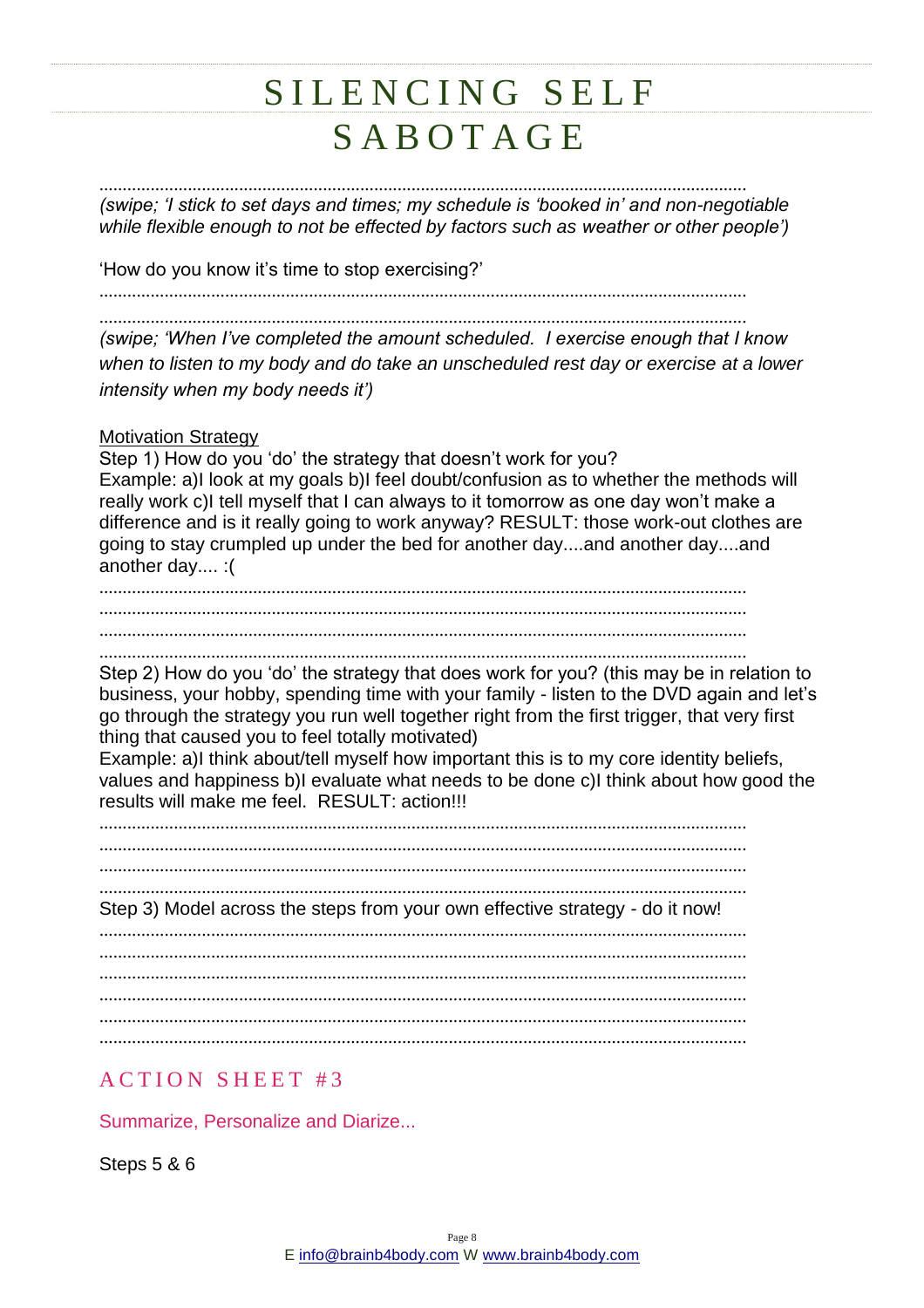# SILENCING SELF SABOTAGE

.........................................................................................................................................

*(swipe; 'I stick to set days and times; my schedule is 'booked in' and non-negotiable while flexible enough to not be effected by factors such as weather or other people')*

'How do you know it's time to stop exercising?'

.........................................................................................................................................

.........................................................................................................................................

*(swipe; 'When I've completed the amount scheduled. I exercise enough that I know when to listen to my body and do take an unscheduled rest day or exercise at a lower intensity when my body needs it')*

<u>Motivation Strategy</u>

Step 1) How do you 'do' the strategy that doesn't work for you?

Example: a)I look at my goals b)I feel doubt/confusion as to whether the methods will really work c)I tell myself that I can always to it tomorrow as one day won't make a difference and is it really going to work anyway? RESULT: those work-out clothes are going to stay crumpled up under the bed for another day....and another day....and another day.... :(

.........................................................................................................................................

.........................................................................................................................................

.........................................................................................................................................

.........................................................................................................................................

Step 2) How do you 'do' the strategy that does work for you? (this may be in relation to business, your hobby, spending time with your family - listen to the DVD again and let's go through the strategy you run well together right from the first trigger, that very first thing that caused you to feel totally motivated)

Example: a)I think about/tell myself how important this is to my core identity beliefs, values and happiness b)I evaluate what needs to be done c)I think about how good the results will make me feel. RESULT: action!!!

.........................................................................................................................................

.........................................................................................................................................

.........................................................................................................................................

.........................................................................................................................................

Step 3) Model across the steps from your own effective strategy - do it now!

.........................................................................................................................................

.........................................................................................................................................

.........................................................................................................................................

.........................................................................................................................................

.........................................................................................................................................

.........................................................................................................................................

## ACTION SHEET #3

Summarize, Personalize and Diarize...

Steps 5 & 6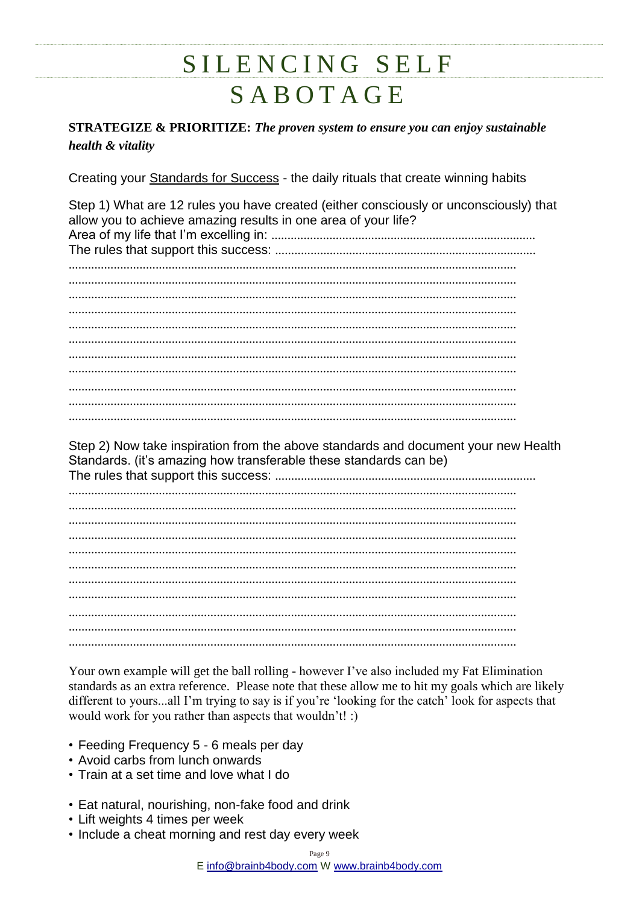# SILENCING SELF SABOTAGE

**STRATEGIZE & PRIORITIZE:** ***The proven system to ensure you can enjoy sustainable health & vitality***

Creating your Standards for Success - the daily rituals that create winning habits

Step 1) What are 12 rules you have created (either consciously or unconsciously) that allow you to achieve amazing results in one area of your life?
Area of my life that I'm excelling in: ..................................................................................
The rules that support this success: ..................................................................................
..........................................................................................................................................
..........................................................................................................................................
..........................................................................................................................................
..........................................................................................................................................
..........................................................................................................................................
..........................................................................................................................................
..........................................................................................................................................
..........................................................................................................................................
..........................................................................................................................................
..........................................................................................................................................
..........................................................................................................................................

Step 2) Now take inspiration from the above standards and document your new Health Standards. (it's amazing how transferable these standards can be)
The rules that support this success: ..................................................................................
..........................................................................................................................................
..........................................................................................................................................
..........................................................................................................................................
..........................................................................................................................................
..........................................................................................................................................
..........................................................................................................................................
..........................................................................................................................................
..........................................................................................................................................
..........................................................................................................................................
..........................................................................................................................................
..........................................................................................................................................

Your own example will get the ball rolling - however I've also included my Fat Elimination standards as an extra reference. Please note that these allow me to hit my goals which are likely different to yours...all I'm trying to say is if you're 'looking for the catch' look for aspects that would work for you rather than aspects that wouldn't! :)

- Feeding Frequency 5 - 6 meals per day
- Avoid carbs from lunch onwards
- Train at a set time and love what I do

- Eat natural, nourishing, non-fake food and drink
- Lift weights 4 times per week
- Include a cheat morning and rest day every week

E info@brainb4body.com W www.brainb4body.com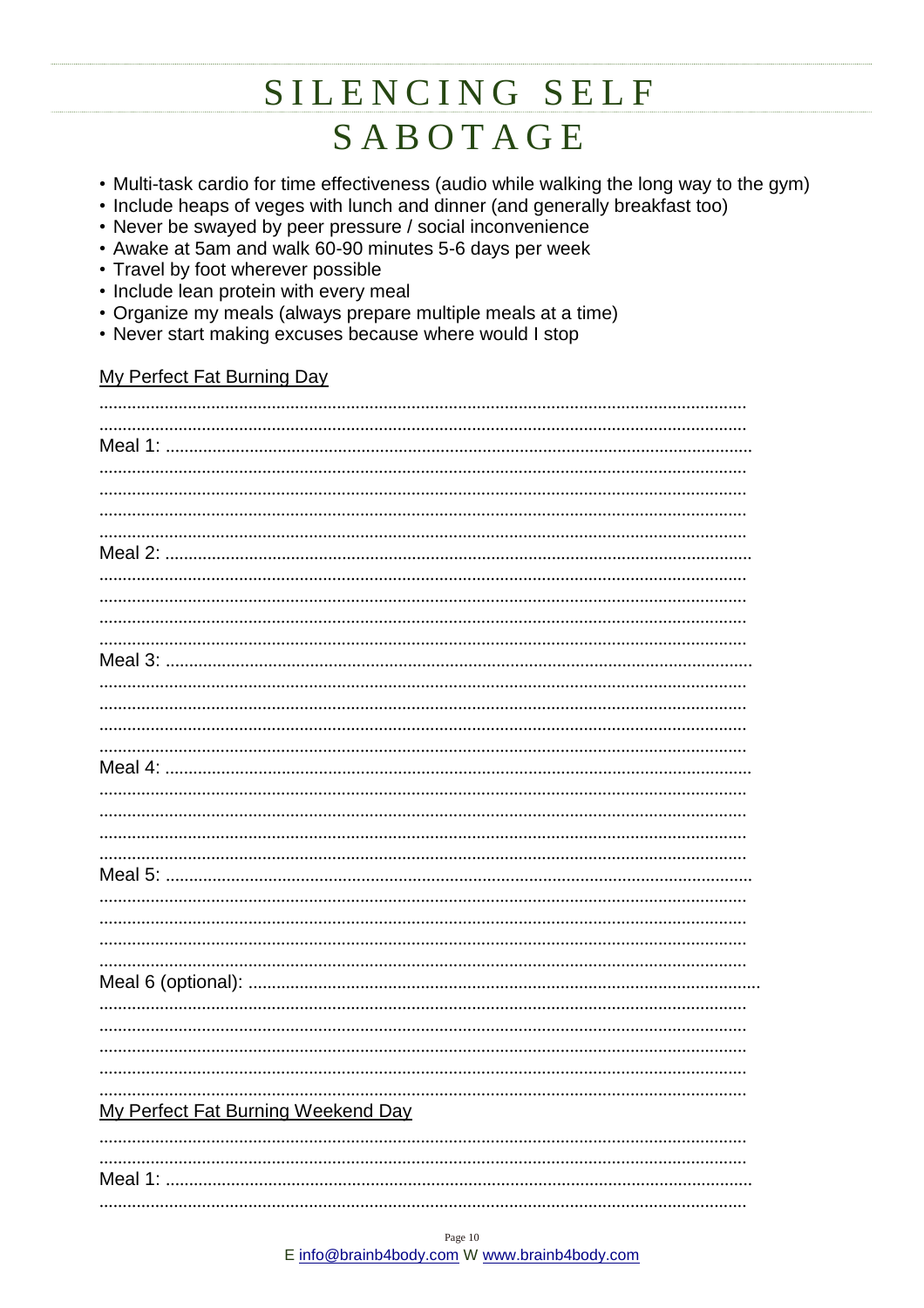# SILENCING SELF SABOTAGE

- Multi-task cardio for time effectiveness (audio while walking the long way to the gym)
- Include heaps of veges with lunch and dinner (and generally breakfast too)
- Never be swayed by peer pressure / social inconvenience
- Awake at 5am and walk 60-90 minutes 5-6 days per week
- Travel by foot wherever possible
- Include lean protein with every meal
- Organize my meals (always prepare multiple meals at a time)
- Never start making excuses because where would I stop

<u>My Perfect Fat Burning Day</u>

..........................................................................................................................................

..........................................................................................................................................

Meal 1: ...............................................................................................................................

..........................................................................................................................................

..........................................................................................................................................

..........................................................................................................................................

..........................................................................................................................................

Meal 2: ...............................................................................................................................

..........................................................................................................................................

..........................................................................................................................................

..........................................................................................................................................

..........................................................................................................................................

Meal 3: ...............................................................................................................................

..........................................................................................................................................

..........................................................................................................................................

..........................................................................................................................................

..........................................................................................................................................

Meal 4: ...............................................................................................................................

..........................................................................................................................................

..........................................................................................................................................

..........................................................................................................................................

..........................................................................................................................................

Meal 5: ...............................................................................................................................

..........................................................................................................................................

..........................................................................................................................................

..........................................................................................................................................

..........................................................................................................................................

Meal 6 (optional): ...............................................................................................................

..........................................................................................................................................

..........................................................................................................................................

..........................................................................................................................................

..........................................................................................................................................

..........................................................................................................................................

<u>My Perfect Fat Burning Weekend Day</u>

..........................................................................................................................................

..........................................................................................................................................

Meal 1: ...............................................................................................................................

..........................................................................................................................................

E info@brainb4body.com W www.brainb4body.com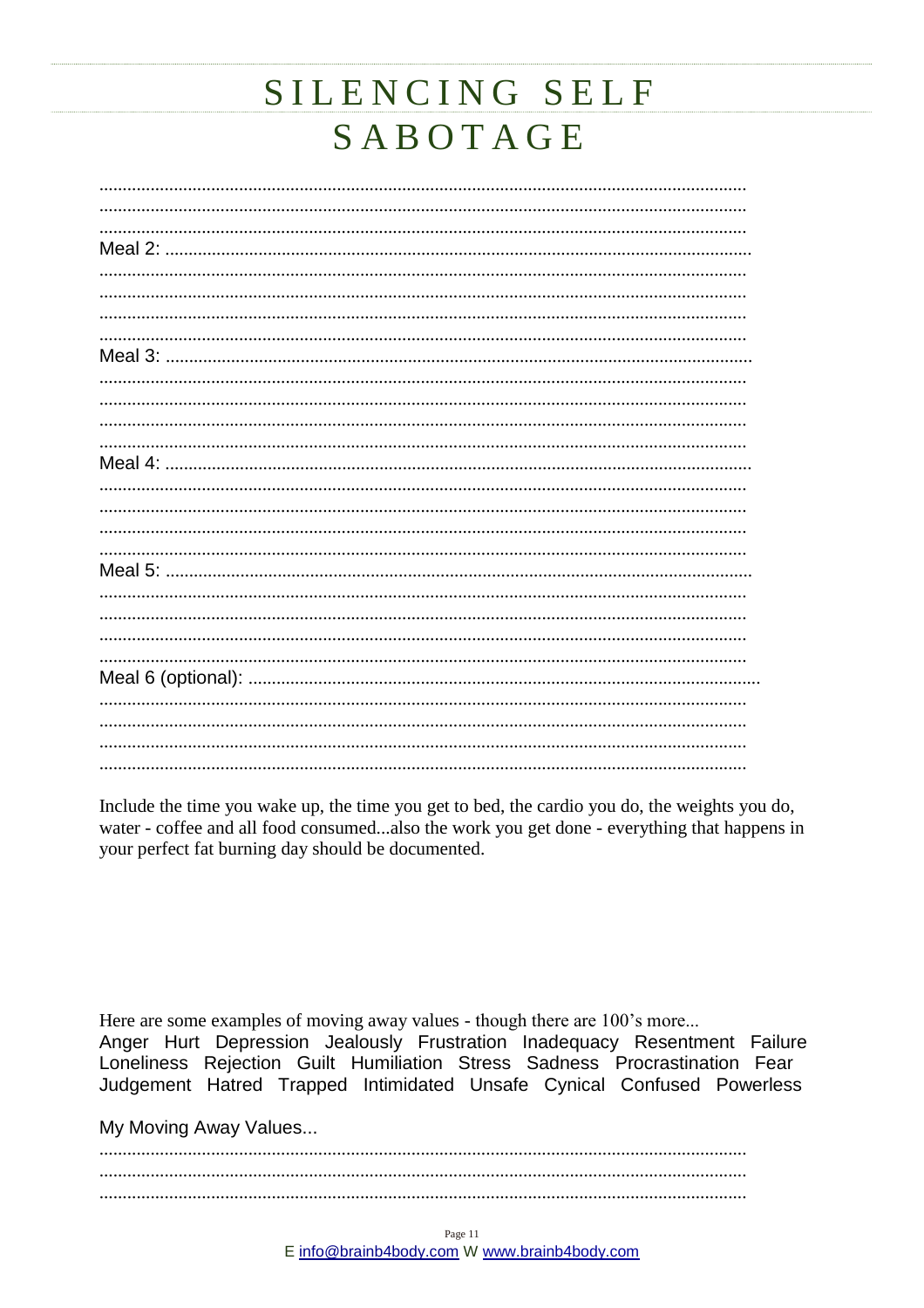# SILENCING SELF SABOTAGE

.........................................................................................................................................
.........................................................................................................................................
.........................................................................................................................................
Meal 2: ..........................................................................................................................
.........................................................................................................................................
.........................................................................................................................................
.........................................................................................................................................
.........................................................................................................................................
Meal 3: ..........................................................................................................................
.........................................................................................................................................
.........................................................................................................................................
.........................................................................................................................................
.........................................................................................................................................
Meal 4: ..........................................................................................................................
.........................................................................................................................................
.........................................................................................................................................
.........................................................................................................................................
.........................................................................................................................................
Meal 5: ..........................................................................................................................
.........................................................................................................................................
.........................................................................................................................................
.........................................................................................................................................
.........................................................................................................................................
Meal 6 (optional): ............................................................................................................
.........................................................................................................................................
.........................................................................................................................................
.........................................................................................................................................
.........................................................................................................................................

Include the time you wake up, the time you get to bed, the cardio you do, the weights you do, water - coffee and all food consumed...also the work you get done - everything that happens in your perfect fat burning day should be documented.

Here are some examples of moving away values - though there are 100's more...
Anger Hurt Depression Jealously Frustration Inadequacy Resentment Failure Loneliness Rejection Guilt Humiliation Stress Sadness Procrastination Fear Judgement Hatred Trapped Intimidated Unsafe Cynical Confused Powerless

My Moving Away Values...

.........................................................................................................................................
.........................................................................................................................................
.........................................................................................................................................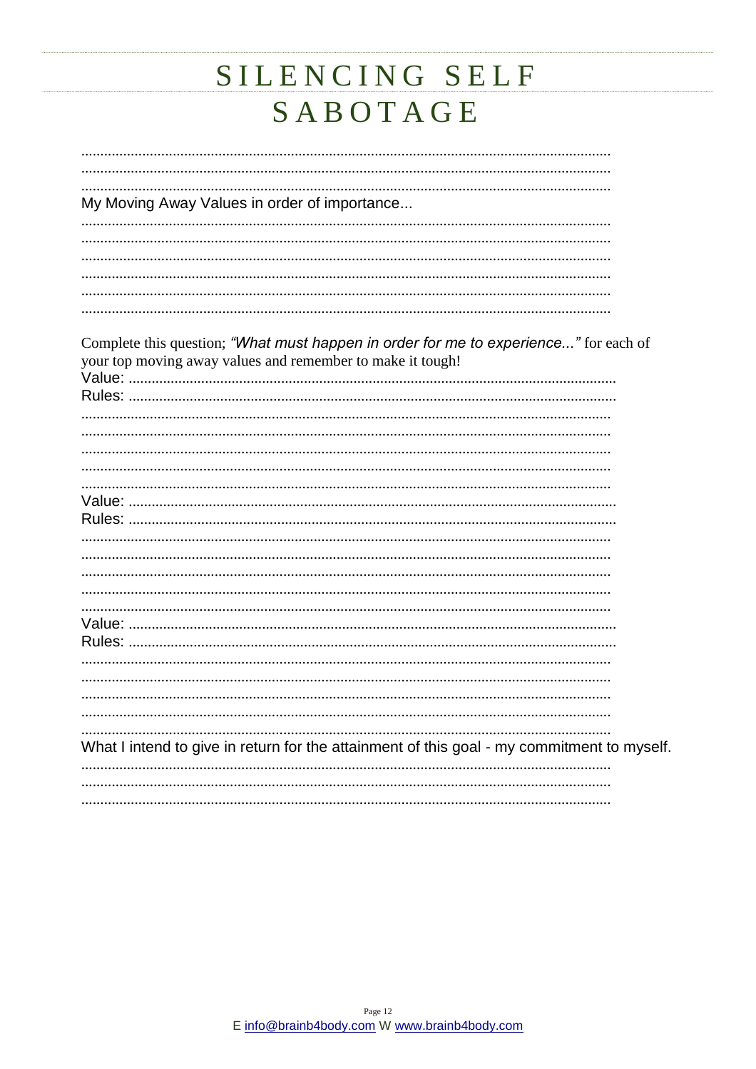# SILENCING SELF SABOTAGE

........................................................................................................................................
........................................................................................................................................
........................................................................................................................................

My Moving Away Values in order of importance...

........................................................................................................................................
........................................................................................................................................
........................................................................................................................................
........................................................................................................................................
........................................................................................................................................
........................................................................................................................................

Complete this question; *"What must happen in order for me to experience..."* for each of your top moving away values and remember to make it tough!

Value: ...............................................................................................................................
Rules: ...............................................................................................................................
........................................................................................................................................
........................................................................................................................................
........................................................................................................................................
........................................................................................................................................
........................................................................................................................................

Value: ...............................................................................................................................
Rules: ...............................................................................................................................
........................................................................................................................................
........................................................................................................................................
........................................................................................................................................
........................................................................................................................................
........................................................................................................................................

Value: ...............................................................................................................................
Rules: ...............................................................................................................................
........................................................................................................................................
........................................................................................................................................
........................................................................................................................................
........................................................................................................................................
........................................................................................................................................

What I intend to give in return for the attainment of this goal - my commitment to myself.

........................................................................................................................................
........................................................................................................................................
........................................................................................................................................

E info@brainb4body.com W www.brainb4body.com